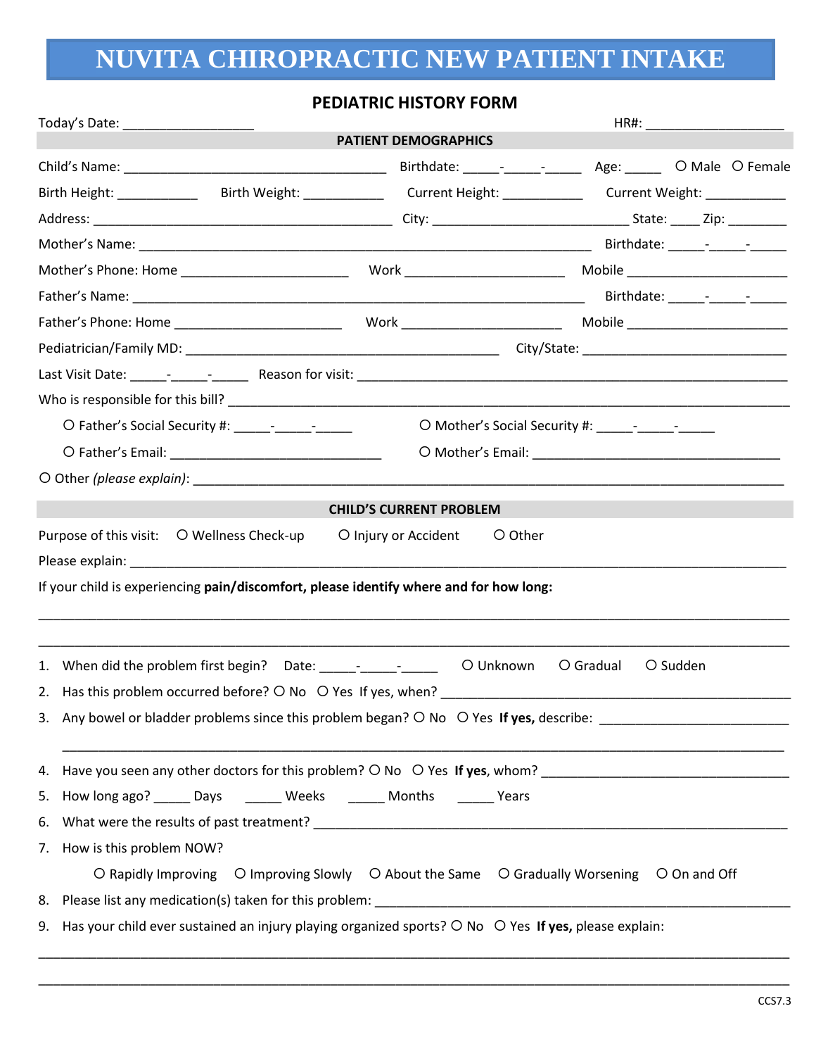# NUVITA CHIROPRACTIC NEW PATIENT INTAKE

## PEDIATRIC HISTORY FORM

Today's Date: ________________ HR#: __________________

**PATIENT DEMOGRAPHICS**

Child's Name: __________________________________ Birthdate: _____-_____-_____ Age: _____ O Male O Female

Birth Height: __________ Birth Weight: __________ Current Height: __________ Current Weight: __________

Address: ______________________________________ City: _________________________ State: ____ Zip: ________

Mother's Name: __________________________________________________________ Birthdate: _____-_____-_____

Mother's Phone: Home ______________________ Work ______________________ Mobile ______________________

Father's Name: __________________________________________________________ Birthdate: _____-_____-_____

Father's Phone: Home ______________________ Work ______________________ Mobile ______________________

Pediatrician/Family MD: ________________________________________ City/State: ___________________________

Last Visit Date: _____-_____-_____ Reason for visit: ________________________________________________________

Who is responsible for this bill? __________________________________________________________________________

O Father's Social Security #: _____-_____-_____ O Mother's Social Security #: _____-_____-_____

O Father's Email: ___________________________ O Mother's Email: ________________________________

O Other *(please explain)*: ________________________________________________________________________________

**CHILD'S CURRENT PROBLEM**

Purpose of this visit: O Wellness Check-up O Injury or Accident O Other

Please explain: ______________________________________________________________________________________

If your child is experiencing **pain/discomfort, please identify where and for how long:**

_____________________________________________________________________________________________________

_____________________________________________________________________________________________________

1. When did the problem first begin? Date: _____-_____-_____ O Unknown O Gradual O Sudden
2. Has this problem occurred before? O No O Yes If yes, when? ______________________________________________
3. Any bowel or bladder problems since this problem began? O No O Yes **If yes,** describe: _______________________

   _____________________________________________________________________________________________________
4. Have you seen any other doctors for this problem? O No O Yes **If yes**, whom? __________________________________
5. How long ago? _____ Days _____ Weeks _____ Months _____ Years
6. What were the results of past treatment? __________________________________________________________________
7. How is this problem NOW?

   O Rapidly Improving O Improving Slowly O About the Same O Gradually Worsening O On and Off
8. Please list any medication(s) taken for this problem: _______________________________________________________
9. Has your child ever sustained an injury playing organized sports? O No O Yes **If yes,** please explain:

_____________________________________________________________________________________________________

_____________________________________________________________________________________________________

CCS7.3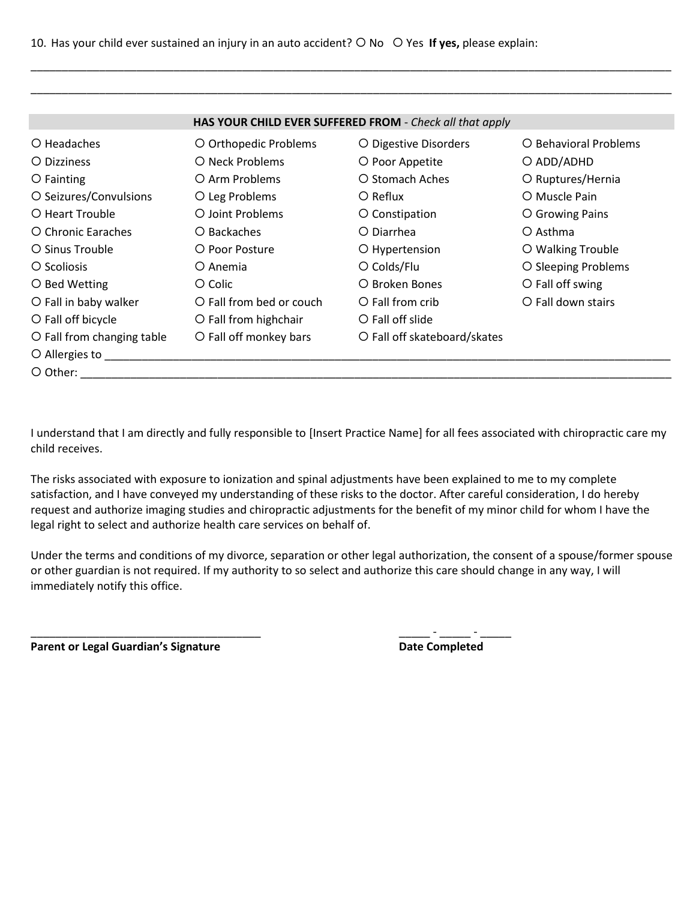10. Has your child ever sustained an injury in an auto accident? ○ No ○ Yes **If yes,** please explain:

_____________________________________________________________________________________________________

_____________________________________________________________________________________________________

**HAS YOUR CHILD EVER SUFFERED FROM** - *Check all that apply*

| | | | |
|---|---|---|---|
| ○ Headaches | ○ Orthopedic Problems | ○ Digestive Disorders | ○ Behavioral Problems |
| ○ Dizziness | ○ Neck Problems | ○ Poor Appetite | ○ ADD/ADHD |
| ○ Fainting | ○ Arm Problems | ○ Stomach Aches | ○ Ruptures/Hernia |
| ○ Seizures/Convulsions | ○ Leg Problems | ○ Reflux | ○ Muscle Pain |
| ○ Heart Trouble | ○ Joint Problems | ○ Constipation | ○ Growing Pains |
| ○ Chronic Earaches | ○ Backaches | ○ Diarrhea | ○ Asthma |
| ○ Sinus Trouble | ○ Poor Posture | ○ Hypertension | ○ Walking Trouble |
| ○ Scoliosis | ○ Anemia | ○ Colds/Flu | ○ Sleeping Problems |
| ○ Bed Wetting | ○ Colic | ○ Broken Bones | ○ Fall off swing |
| ○ Fall in baby walker | ○ Fall from bed or couch | ○ Fall from crib | ○ Fall down stairs |
| ○ Fall off bicycle | ○ Fall from highchair | ○ Fall off slide | |
| ○ Fall from changing table | ○ Fall off monkey bars | ○ Fall off skateboard/skates | |

○ Allergies to _____________________________________________________________________________________

○ Other: _________________________________________________________________________________________

I understand that I am directly and fully responsible to [Insert Practice Name] for all fees associated with chiropractic care my child receives.

The risks associated with exposure to ionization and spinal adjustments have been explained to me to my complete satisfaction, and I have conveyed my understanding of these risks to the doctor. After careful consideration, I do hereby request and authorize imaging studies and chiropractic adjustments for the benefit of my minor child for whom I have the legal right to select and authorize health care services on behalf of.

Under the terms and conditions of my divorce, separation or other legal authorization, the consent of a spouse/former spouse or other guardian is not required. If my authority to so select and authorize this care should change in any way, I will immediately notify this office.

____________________________________ &nbsp;&nbsp;&nbsp;&nbsp;&nbsp;&nbsp;&nbsp;&nbsp;&nbsp;&nbsp; _____ - _____ - _____

**Parent or Legal Guardian's Signature** &nbsp;&nbsp;&nbsp;&nbsp;&nbsp;&nbsp;&nbsp;&nbsp;&nbsp;&nbsp; **Date Completed**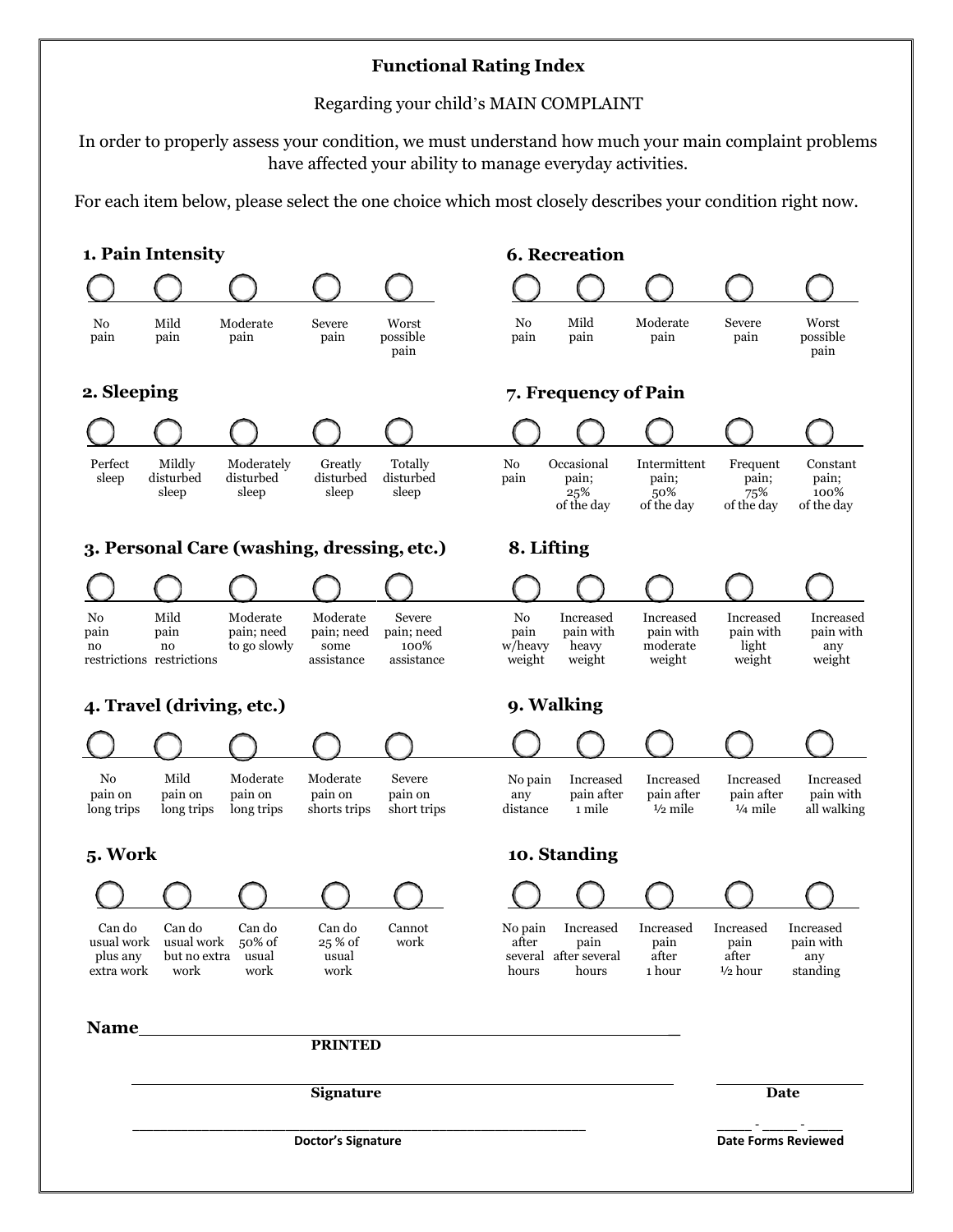# Functional Rating Index

Regarding your child's MAIN COMPLAINT

In order to properly assess your condition, we must understand how much your main complaint problems have affected your ability to manage everyday activities.

For each item below, please select the one choice which most closely describes your condition right now.

### 1. Pain Intensity

| | | | | |
|---|---|---|---|---|
| No pain | Mild pain | Moderate pain | Severe pain | Worst possible pain |

### 2. Sleeping

| | | | | |
|---|---|---|---|---|
| Perfect sleep | Mildly disturbed sleep | Moderately disturbed sleep | Greatly disturbed sleep | Totally disturbed sleep |

### 3. Personal Care (washing, dressing, etc.)

| | | | | |
|---|---|---|---|---|
| No pain no restrictions | Mild pain no restrictions | Moderate pain; need to go slowly | Moderate pain; need some assistance | Severe pain; need 100% assistance |

### 4. Travel (driving, etc.)

| | | | | |
|---|---|---|---|---|
| No pain on long trips | Mild pain on long trips | Moderate pain on long trips | Moderate pain on shorts trips | Severe pain on short trips |

### 5. Work

| | | | | |
|---|---|---|---|---|
| Can do usual work plus any extra work | Can do usual work but no extra work | Can do 50% of usual work | Can do 25 % of usual work | Cannot work |

### 6. Recreation

| | | | | |
|---|---|---|---|---|
| No pain | Mild pain | Moderate pain | Severe pain | Worst possible pain |

### 7. Frequency of Pain

| | | | | |
|---|---|---|---|---|
| No pain | Occasional pain; 25% of the day | Intermittent pain; 50% of the day | Frequent pain; 75% of the day | Constant pain; 100% of the day |

### 8. Lifting

| | | | | |
|---|---|---|---|---|
| No pain w/heavy weight | Increased pain with heavy weight | Increased pain with moderate weight | Increased pain with light weight | Increased pain with any weight |

### 9. Walking

| | | | | |
|---|---|---|---|---|
| No pain any distance | Increased pain after 1 mile | Increased pain after ½ mile | Increased pain after ¼ mile | Increased pain with all walking |

### 10. Standing

| | | | | |
|---|---|---|---|---|
| No pain after several hours | Increased pain after several hours | Increased pain after 1 hour | Increased pain after ½ hour | Increased pain with any standing |

**Name**_____________________________________________
**PRINTED**

_____________________________________________ **Signature**

_______________ **Date**

_____________________________________________ **Doctor's Signature**

_____ - _____ - _____ **Date Forms Reviewed**